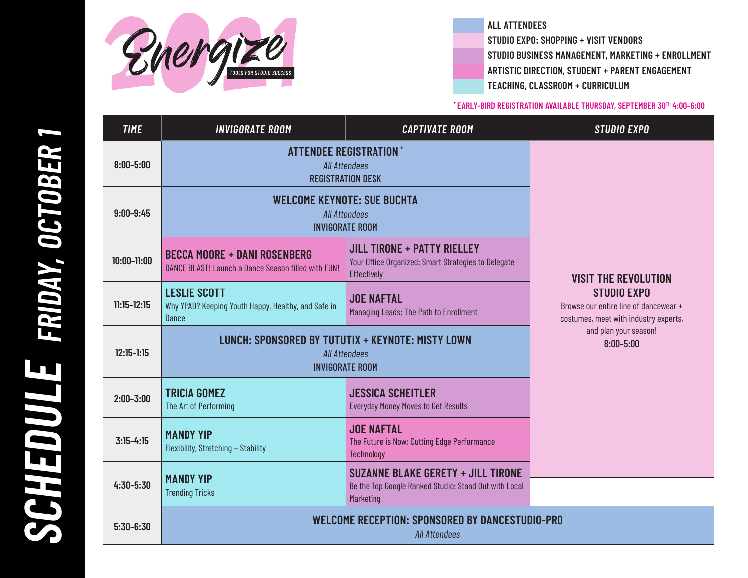# SCHEDULE FRIDAY, OCTOBER 1

**2021 Energize** TOOLS FOR STUDIO SUCCESS

- ALL ATTENDEES
- STUDIO EXPO: SHOPPING + VISIT VENDORS
- STUDIO BUSINESS MANAGEMENT, MARKETING + ENROLLMENT
- ARTISTIC DIRECTION, STUDENT + PARENT ENGAGEMENT
- TEACHING, CLASSROOM + CURRICULUM

* EARLY-BIRD REGISTRATION AVAILABLE THURSDAY, SEPTEMBER 30TH 4:00-6:00

| TIME | INVIGORATE ROOM | CAPTIVATE ROOM | STUDIO EXPO |
|---|---|---|---|
| 8:00-5:00 | **ATTENDEE REGISTRATION*** *All Attendees* REGISTRATION DESK | | **VISIT THE REVOLUTION STUDIO EXPO** Browse our entire line of dancewear + costumes, meet with industry experts, and plan your season! 8:00-5:00 |
| 9:00-9:45 | **WELCOME KEYNOTE: SUE BUCHTA** *All Attendees* INVIGORATE ROOM | | |
| 10:00-11:00 | **BECCA MOORE + DANI ROSENBERG** DANCE BLAST! Launch a Dance Season filled with FUN! | **JILL TIRONE + PATTY RIELLEY** Your Office Organized: Smart Strategies to Delegate Effectively | |
| 11:15-12:15 | **LESLIE SCOTT** Why YPAD? Keeping Youth Happy, Healthy, and Safe in Dance | **JOE NAFTAL** Managing Leads: The Path to Enrollment | |
| 12:15-1:15 | **LUNCH: SPONSORED BY TUTUTIX + KEYNOTE: MISTY LOWN** *All Attendees* INVIGORATE ROOM | | |
| 2:00-3:00 | **TRICIA GOMEZ** The Art of Performing | **JESSICA SCHEITLER** Everyday Money Moves to Get Results | |
| 3:15-4:15 | **MANDY YIP** Flexibility, Stretching + Stability | **JOE NAFTAL** The Future is Now: Cutting Edge Performance Technology | |
| 4:30-5:30 | **MANDY YIP** Trending Tricks | **SUZANNE BLAKE GERETY + JILL TIRONE** Be the Top Google Ranked Studio: Stand Out with Local Marketing | |
| 5:30-6:30 | **WELCOME RECEPTION: SPONSORED BY DANCESTUDIO-PRO** *All Attendees* | | |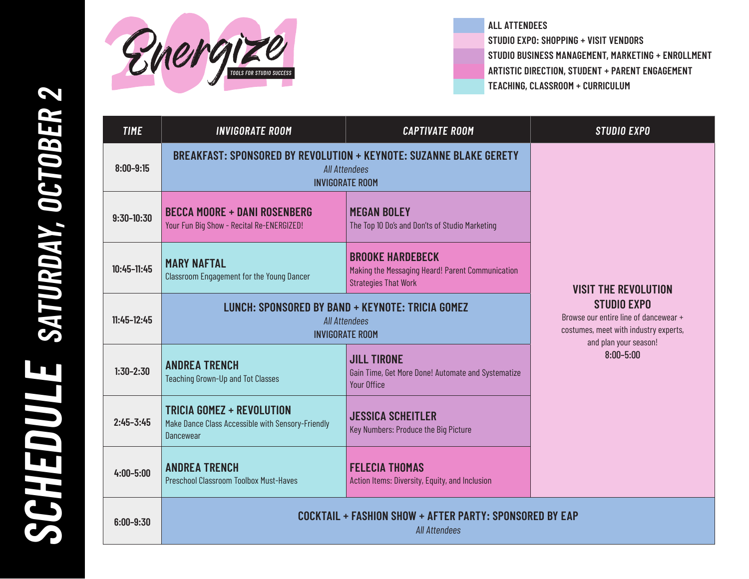# SCHEDULE SATURDAY, OCTOBER 2

Energize 2021 — TOOLS FOR STUDIO SUCCESS

- ALL ATTENDEES
- STUDIO EXPO: SHOPPING + VISIT VENDORS
- STUDIO BUSINESS MANAGEMENT, MARKETING + ENROLLMENT
- ARTISTIC DIRECTION, STUDENT + PARENT ENGAGEMENT
- TEACHING, CLASSROOM + CURRICULUM

| TIME | INVIGORATE ROOM | CAPTIVATE ROOM | STUDIO EXPO |
|---|---|---|---|
| 8:00-9:15 | **BREAKFAST: SPONSORED BY REVOLUTION + KEYNOTE: SUZANNE BLAKE GERETY** *All Attendees* INVIGORATE ROOM | | **VISIT THE REVOLUTION STUDIO EXPO** Browse our entire line of dancewear + costumes, meet with industry experts, and plan your season! **8:00-5:00** |
| 9:30-10:30 | **BECCA MOORE + DANI ROSENBERG** Your Fun Big Show - Recital Re-ENERGIZED! | **MEGAN BOLEY** The Top 10 Do's and Don'ts of Studio Marketing | |
| 10:45-11:45 | **MARY NAFTAL** Classroom Engagement for the Young Dancer | **BROOKE HARDEBECK** Making the Messaging Heard! Parent Communication Strategies That Work | |
| 11:45-12:45 | **LUNCH: SPONSORED BY BAND + KEYNOTE: TRICIA GOMEZ** *All Attendees* INVIGORATE ROOM | | |
| 1:30-2:30 | **ANDREA TRENCH** Teaching Grown-Up and Tot Classes | **JILL TIRONE** Gain Time, Get More Done! Automate and Systematize Your Office | |
| 2:45-3:45 | **TRICIA GOMEZ + REVOLUTION** Make Dance Class Accessible with Sensory-Friendly Dancewear | **JESSICA SCHEITLER** Key Numbers: Produce the Big Picture | |
| 4:00-5:00 | **ANDREA TRENCH** Preschool Classroom Toolbox Must-Haves | **FELECIA THOMAS** Action Items: Diversity, Equity, and Inclusion | |
| 6:00-9:30 | **COCKTAIL + FASHION SHOW + AFTER PARTY: SPONSORED BY EAP** *All Attendees* | | |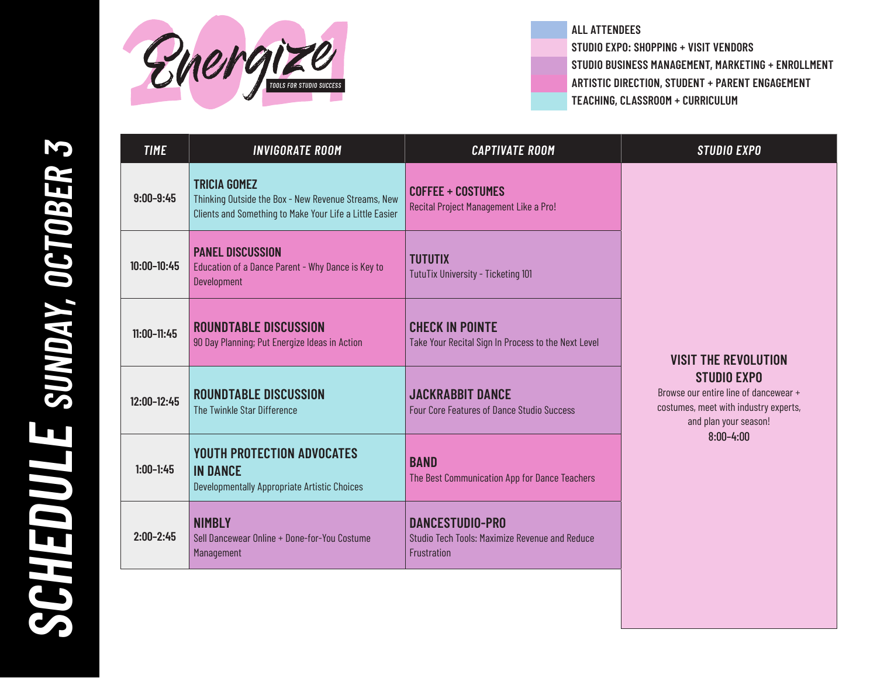# SCHEDULE SUNDAY, OCTOBER 3

Energize 2021 — TOOLS FOR STUDIO SUCCESS

- ALL ATTENDEES
- STUDIO EXPO: SHOPPING + VISIT VENDORS
- STUDIO BUSINESS MANAGEMENT, MARKETING + ENROLLMENT
- ARTISTIC DIRECTION, STUDENT + PARENT ENGAGEMENT
- TEACHING, CLASSROOM + CURRICULUM

| TIME | INVIGORATE ROOM | CAPTIVATE ROOM | STUDIO EXPO |
|---|---|---|---|
| 9:00-9:45 | **TRICIA GOMEZ** Thinking Outside the Box - New Revenue Streams, New Clients and Something to Make Your Life a Little Easier | **COFFEE + COSTUMES** Recital Project Management Like a Pro! | **VISIT THE REVOLUTION STUDIO EXPO** Browse our entire line of dancewear + costumes, meet with industry experts, and plan your season! 8:00-4:00 |
| 10:00-10:45 | **PANEL DISCUSSION** Education of a Dance Parent - Why Dance is Key to Development | **TUTUTIX** TutuTix University - Ticketing 101 | |
| 11:00-11:45 | **ROUNDTABLE DISCUSSION** 90 Day Planning; Put Energize Ideas in Action | **CHECK IN POINTE** Take Your Recital Sign In Process to the Next Level | |
| 12:00-12:45 | **ROUNDTABLE DISCUSSION** The Twinkle Star Difference | **JACKRABBIT DANCE** Four Core Features of Dance Studio Success | |
| 1:00-1:45 | **YOUTH PROTECTION ADVOCATES IN DANCE** Developmentally Appropriate Artistic Choices | **BAND** The Best Communication App for Dance Teachers | |
| 2:00-2:45 | **NIMBLY** Sell Dancewear Online + Done-for-You Costume Management | **DANCESTUDIO-PRO** Studio Tech Tools: Maximize Revenue and Reduce Frustration | |